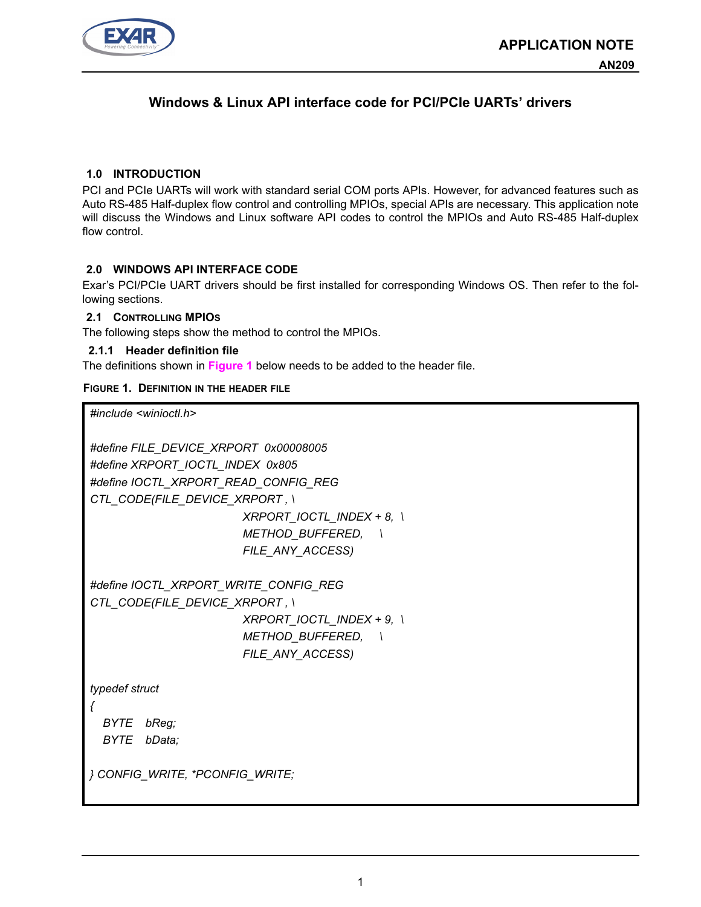# Windows & Linux API interface code for PCI/PCIe UARTs' drivers

## 1.0 INTRODUCTION

PCI and PCIe UARTs will work with standard serial COM ports APIs. However, for advanced features such as Auto RS-485 Half-duplex flow control and controlling MPIOs, special APIs are necessary. This application note will discuss the Windows and Linux software API codes to control the MPIOs and Auto RS-485 Half-duplex flow control.

## 2.0 WINDOWS API INTERFACE CODE

Exar's PCI/PCIe UART drivers should be first installed for corresponding Windows OS. Then refer to the following sections.

### 2.1 CONTROLLING MPIOS

The following steps show the method to control the MPIOs.

#### 2.1.1 Header definition file

The definitions shown in **Figure 1** below needs to be added to the header file.

**FIGURE 1. DEFINITION IN THE HEADER FILE**

```
#include <winioctl.h>

#define FILE_DEVICE_XRPORT  0x00008005
#define XRPORT_IOCTL_INDEX  0x805
#define IOCTL_XRPORT_READ_CONFIG_REG
CTL_CODE(FILE_DEVICE_XRPORT , \
                              XRPORT_IOCTL_INDEX + 8,  \
                              METHOD_BUFFERED,     \
                              FILE_ANY_ACCESS)

#define IOCTL_XRPORT_WRITE_CONFIG_REG
CTL_CODE(FILE_DEVICE_XRPORT , \
                              XRPORT_IOCTL_INDEX + 9,  \
                              METHOD_BUFFERED,     \
                              FILE_ANY_ACCESS)

typedef struct
{
   BYTE   bReg;
   BYTE   bData;

} CONFIG_WRITE, *PCONFIG_WRITE;
```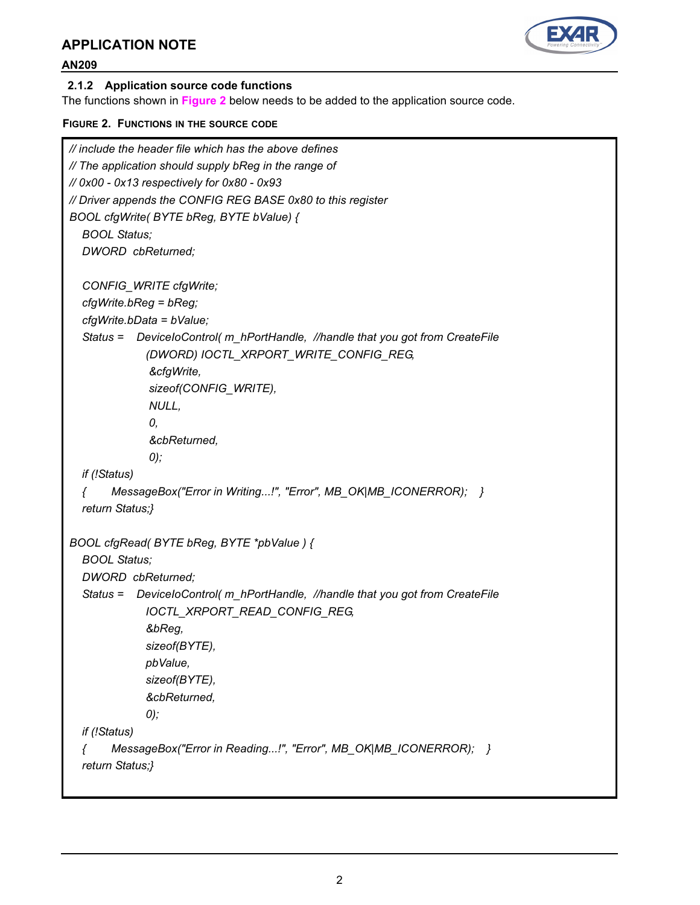### 2.1.2 Application source code functions

The functions shown in **Figure 2** below needs to be added to the application source code.

**FIGURE 2. FUNCTIONS IN THE SOURCE CODE**

```
// include the header file which has the above defines
// The application should supply bReg in the range of
// 0x00 - 0x13 respectively for 0x80 - 0x93
// Driver appends the CONFIG REG BASE 0x80 to this register
BOOL cfgWrite( BYTE bReg, BYTE bValue) {
   BOOL Status;
   DWORD  cbReturned;

   CONFIG_WRITE cfgWrite;
   cfgWrite.bReg = bReg;
   cfgWrite.bData = bValue;
   Status =    DeviceIoControl( m_hPortHandle,  //handle that you got from CreateFile
                 (DWORD) IOCTL_XRPORT_WRITE_CONFIG_REG,
                  &cfgWrite,
                  sizeof(CONFIG_WRITE),
                  NULL,
                  0,
                  &cbReturned,
                  0);
   if (!Status)
   {      MessageBox("Error in Writing...!", "Error", MB_OK|MB_ICONERROR);    }
   return Status;}

BOOL cfgRead( BYTE bReg, BYTE *pbValue ) {
   BOOL Status;
   DWORD  cbReturned;
   Status =    DeviceIoControl( m_hPortHandle,  //handle that you got from CreateFile
                 IOCTL_XRPORT_READ_CONFIG_REG,
                 &bReg,
                 sizeof(BYTE),
                 pbValue,
                 sizeof(BYTE),
                 &cbReturned,
                 0);
   if (!Status)
   {      MessageBox("Error in Reading...!", "Error", MB_OK|MB_ICONERROR);    }
   return Status;}
```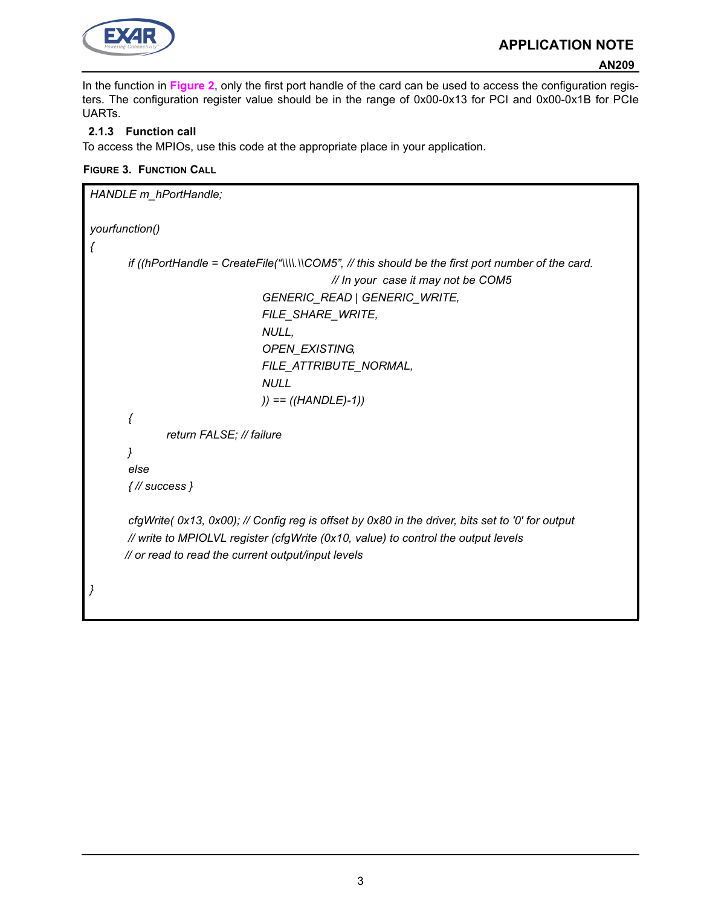In the function in **Figure 2**, only the first port handle of the card can be used to access the configuration registers. The configuration register value should be in the range of 0x00-0x13 for PCI and 0x00-0x1B for PCIe UARTs.

### 2.1.3 Function call

To access the MPIOs, use this code at the appropriate place in your application.

**FIGURE 3. FUNCTION CALL**

```
HANDLE m_hPortHandle;

yourfunction()
{
    if ((hPortHandle = CreateFile("\\\\.\\COM5", // this should be the first port number of the card.
                                                  // In your  case it may not be COM5
                                  GENERIC_READ | GENERIC_WRITE,
                                  FILE_SHARE_WRITE,
                                  NULL,
                                  OPEN_EXISTING,
                                  FILE_ATTRIBUTE_NORMAL,
                                  NULL
                                  )) == ((HANDLE)-1))
    {
        return FALSE; // failure
    }
    else
    { // success }

    cfgWrite( 0x13, 0x00); // Config reg is offset by 0x80 in the driver, bits set to '0' for output
    // write to MPIOLVL register (cfgWrite (0x10, value) to control the output levels
   // or read to read the current output/input levels

}
```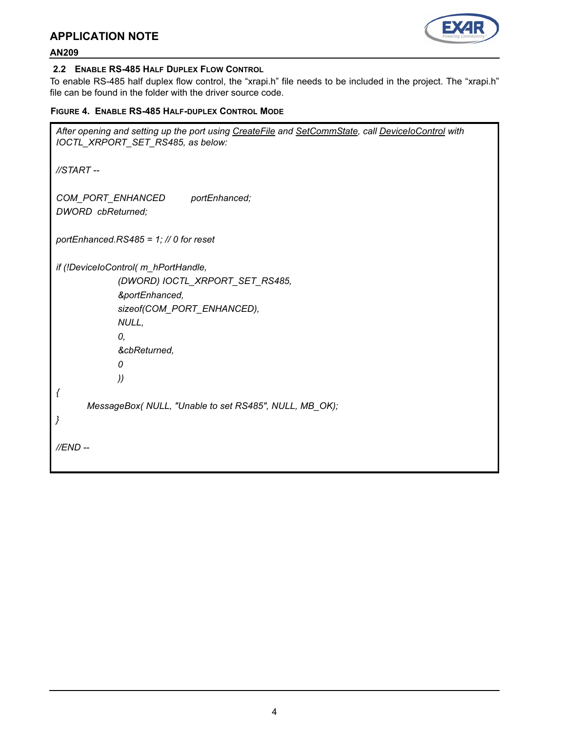### 2.2 Enable RS-485 Half Duplex Flow Control

To enable RS-485 half duplex flow control, the “xrapi.h” file needs to be included in the project. The “xrapi.h” file can be found in the folder with the driver source code.

**Figure 4. Enable RS-485 Half-duplex Control Mode**

*After opening and setting up the port using CreateFile and SetCommState, call DeviceIoControl with IOCTL_XRPORT_SET_RS485, as below:*

```
//START --

COM_PORT_ENHANCED       portEnhanced;
DWORD  cbReturned;

portEnhanced.RS485 = 1; // 0 for reset

if (!DeviceIoControl( m_hPortHandle,
                (DWORD) IOCTL_XRPORT_SET_RS485,
                &portEnhanced,
                sizeof(COM_PORT_ENHANCED),
                NULL,
                0,
                &cbReturned,
                0
                ))
{
        MessageBox( NULL, "Unable to set RS485", NULL, MB_OK);
}

//END --
```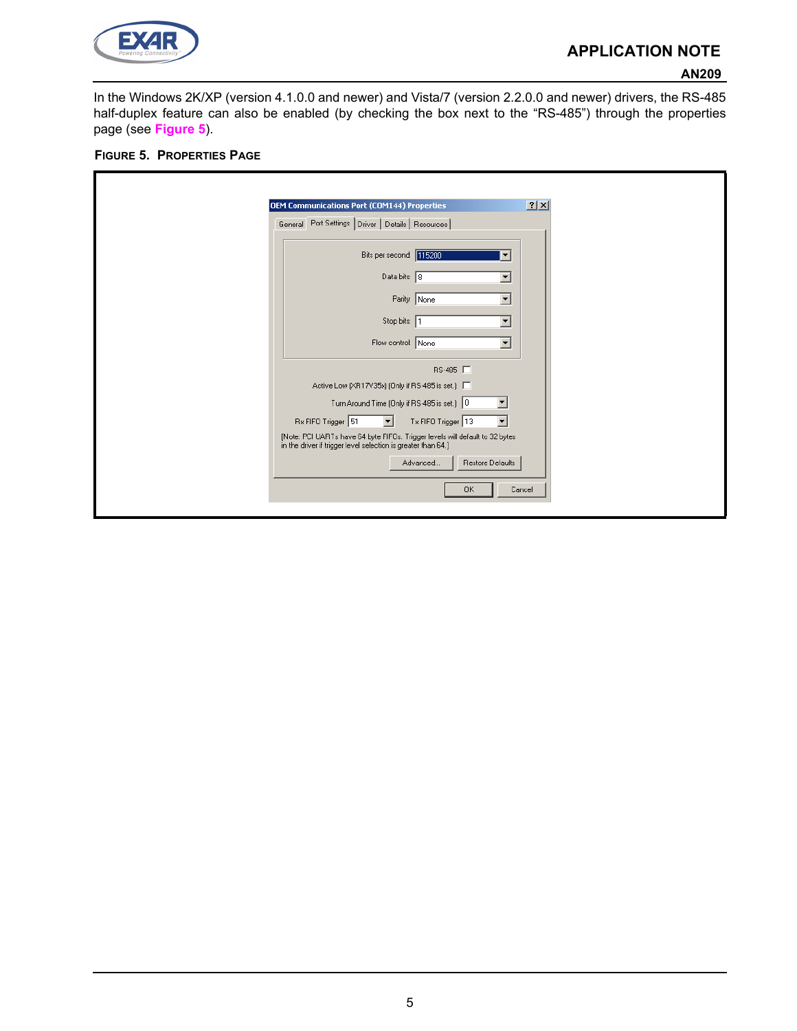In the Windows 2K/XP (version 4.1.0.0 and newer) and Vista/7 (version 2.2.0.0 and newer) drivers, the RS-485 half-duplex feature can also be enabled (by checking the box next to the “RS-485”) through the properties page (see **Figure 5**).

**FIGURE 5. PROPERTIES PAGE**

OEM Communications Port (COM144) Properties

General | Port Settings | Driver | Details | Resources

Bits per second: 115200

Data bits: 8

Parity: None

Stop bits: 1

Flow control: None

RS-485

Active Low (XR17V35x) (Only if RS-485 is set.)

Turn Around Time (Only if RS-485 is set.) 0

Rx FIFO Trigger 51    Tx FIFO Trigger 13

[Note: PCI UARTs have 64 byte FIFOs. Trigger levels will default to 32 bytes in the driver if trigger level selection is greater than 64.]

Advanced... | Restore Defaults

OK | Cancel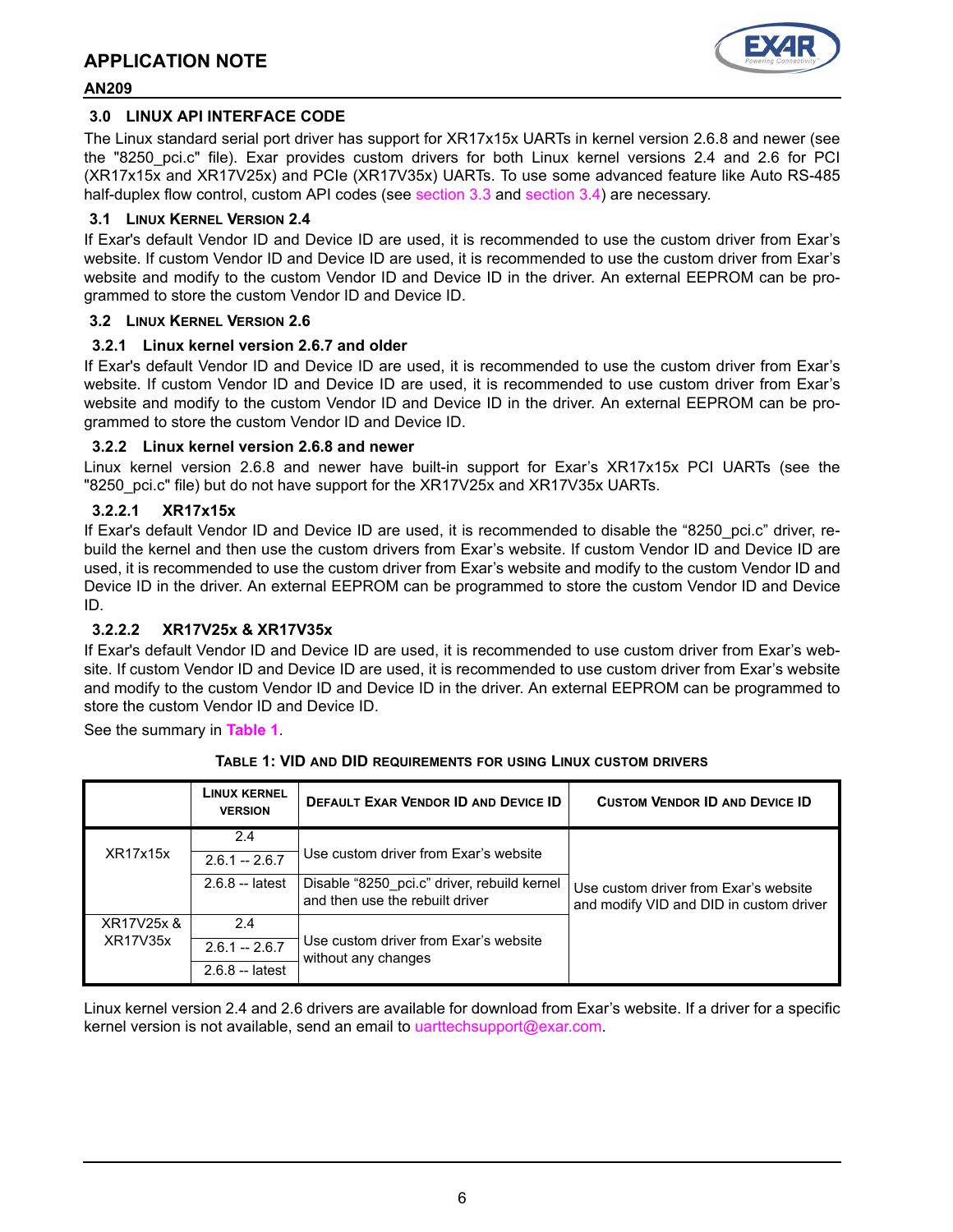## 3.0 LINUX API INTERFACE CODE

The Linux standard serial port driver has support for XR17x15x UARTs in kernel version 2.6.8 and newer (see the "8250_pci.c" file). Exar provides custom drivers for both Linux kernel versions 2.4 and 2.6 for PCI (XR17x15x and XR17V25x) and PCIe (XR17V35x) UARTs. To use some advanced feature like Auto RS-485 half-duplex flow control, custom API codes (see section 3.3 and section 3.4) are necessary.

### 3.1 Linux Kernel Version 2.4

If Exar's default Vendor ID and Device ID are used, it is recommended to use the custom driver from Exar's website. If custom Vendor ID and Device ID are used, it is recommended to use the custom driver from Exar's website and modify to the custom Vendor ID and Device ID in the driver. An external EEPROM can be programmed to store the custom Vendor ID and Device ID.

### 3.2 Linux Kernel Version 2.6

#### 3.2.1 Linux kernel version 2.6.7 and older

If Exar's default Vendor ID and Device ID are used, it is recommended to use the custom driver from Exar's website. If custom Vendor ID and Device ID are used, it is recommended to use custom driver from Exar's website and modify to the custom Vendor ID and Device ID in the driver. An external EEPROM can be programmed to store the custom Vendor ID and Device ID.

#### 3.2.2 Linux kernel version 2.6.8 and newer

Linux kernel version 2.6.8 and newer have built-in support for Exar's XR17x15x PCI UARTs (see the "8250_pci.c" file) but do not have support for the XR17V25x and XR17V35x UARTs.

##### 3.2.2.1 XR17x15x

If Exar's default Vendor ID and Device ID are used, it is recommended to disable the "8250_pci.c" driver, rebuild the kernel and then use the custom drivers from Exar's website. If custom Vendor ID and Device ID are used, it is recommended to use the custom driver from Exar's website and modify to the custom Vendor ID and Device ID in the driver. An external EEPROM can be programmed to store the custom Vendor ID and Device ID.

##### 3.2.2.2 XR17V25x & XR17V35x

If Exar's default Vendor ID and Device ID are used, it is recommended to use custom driver from Exar's website. If custom Vendor ID and Device ID are used, it is recommended to use custom driver from Exar's website and modify to the custom Vendor ID and Device ID in the driver. An external EEPROM can be programmed to store the custom Vendor ID and Device ID.

See the summary in **Table 1**.

**TABLE 1: VID AND DID REQUIREMENTS FOR USING LINUX CUSTOM DRIVERS**

| | Linux Kernel Version | Default Exar Vendor ID and Device ID | Custom Vendor ID and Device ID |
|---|---|---|---|
| XR17x15x | 2.4 | Use custom driver from Exar's website | Use custom driver from Exar's website and modify VID and DID in custom driver |
| | 2.6.1 -- 2.6.7 | | |
| | 2.6.8 -- latest | Disable "8250_pci.c" driver, rebuild kernel and then use the rebuilt driver | |
| XR17V25x & XR17V35x | 2.4 | Use custom driver from Exar's website without any changes | |
| | 2.6.1 -- 2.6.7 | | |
| | 2.6.8 -- latest | | |

Linux kernel version 2.4 and 2.6 drivers are available for download from Exar's website. If a driver for a specific kernel version is not available, send an email to uarttechsupport@exar.com.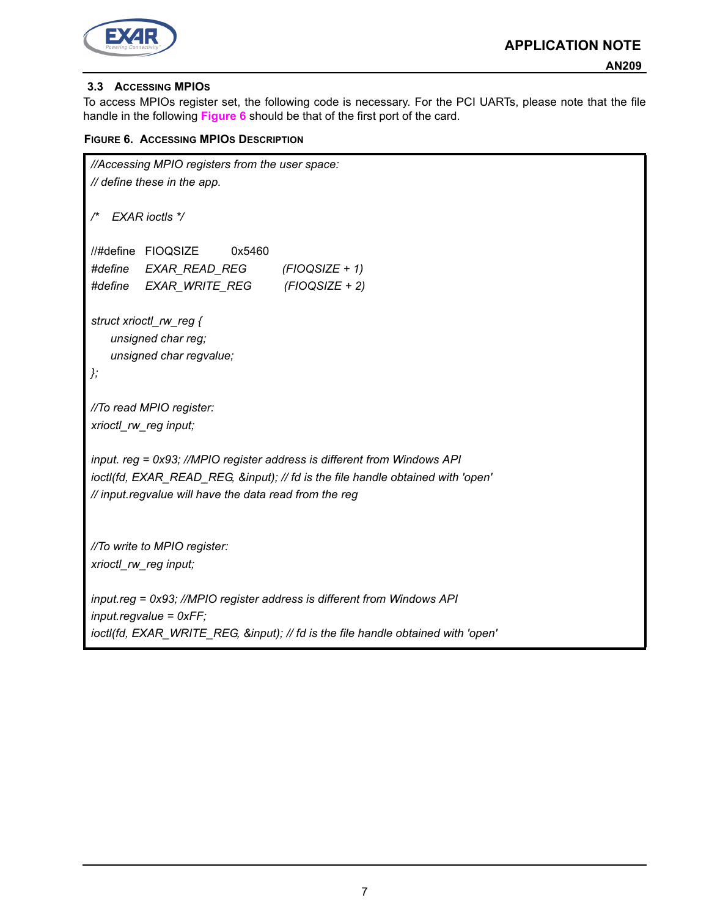### 3.3 Accessing MPIOs

To access MPIOs register set, the following code is necessary. For the PCI UARTs, please note that the file handle in the following Figure 6 should be that of the first port of the card.

**Figure 6. Accessing MPIOs Description**

```
//Accessing MPIO registers from the user space:
// define these in the app.

/*   EXAR ioctls */

//#define  FIOQSIZE       0x5460
#define    EXAR_READ_REG        (FIOQSIZE + 1)
#define    EXAR_WRITE_REG       (FIOQSIZE + 2)

struct xrioctl_rw_reg {
    unsigned char reg;
    unsigned char regvalue;
};

//To read MPIO register:
xrioctl_rw_reg input;

input. reg = 0x93; //MPIO register address is different from Windows API
ioctl(fd, EXAR_READ_REG, &input); // fd is the file handle obtained with 'open'
// input.regvalue will have the data read from the reg


//To write to MPIO register:
xrioctl_rw_reg input;

input.reg = 0x93; //MPIO register address is different from Windows API
input.regvalue = 0xFF;
ioctl(fd, EXAR_WRITE_REG, &input); // fd is the file handle obtained with 'open'
```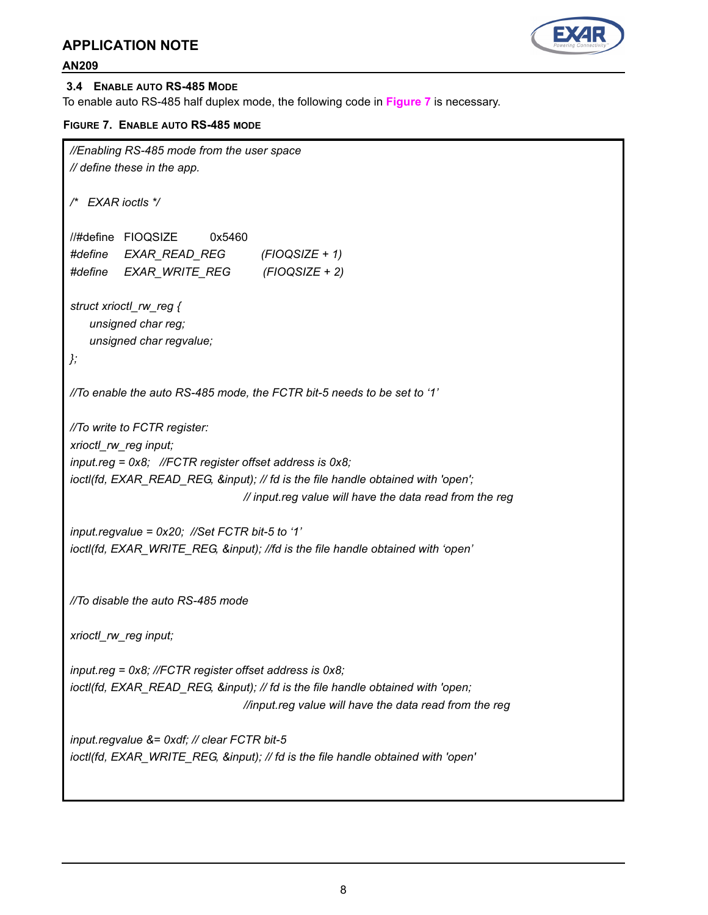### 3.4 Enable auto RS-485 Mode

To enable auto RS-485 half duplex mode, the following code in Figure 7 is necessary.

**Figure 7. Enable auto RS-485 mode**

```
//Enabling RS-485 mode from the user space
// define these in the app.

/*   EXAR ioctls */

//#define   FIOQSIZE        0x5460
#define     EXAR_READ_REG         (FIOQSIZE + 1)
#define     EXAR_WRITE_REG        (FIOQSIZE + 2)

struct xrioctl_rw_reg {
     unsigned char reg;
     unsigned char regvalue;
};

//To enable the auto RS-485 mode, the FCTR bit-5 needs to be set to '1'

//To write to FCTR register:
xrioctl_rw_reg input;
input.reg = 0x8;   //FCTR register offset address is 0x8;
ioctl(fd, EXAR_READ_REG, &input); // fd is the file handle obtained with 'open';
                                   // input.reg value will have the data read from the reg

input.regvalue = 0x20;  //Set FCTR bit-5 to '1'
ioctl(fd, EXAR_WRITE_REG, &input); //fd is the file handle obtained with 'open'


//To disable the auto RS-485 mode

xrioctl_rw_reg input;

input.reg = 0x8; //FCTR register offset address is 0x8;
ioctl(fd, EXAR_READ_REG, &input); // fd is the file handle obtained with 'open;
                                   //input.reg value will have the data read from the reg

input.regvalue &= 0xdf; // clear FCTR bit-5
ioctl(fd, EXAR_WRITE_REG, &input); // fd is the file handle obtained with 'open'
```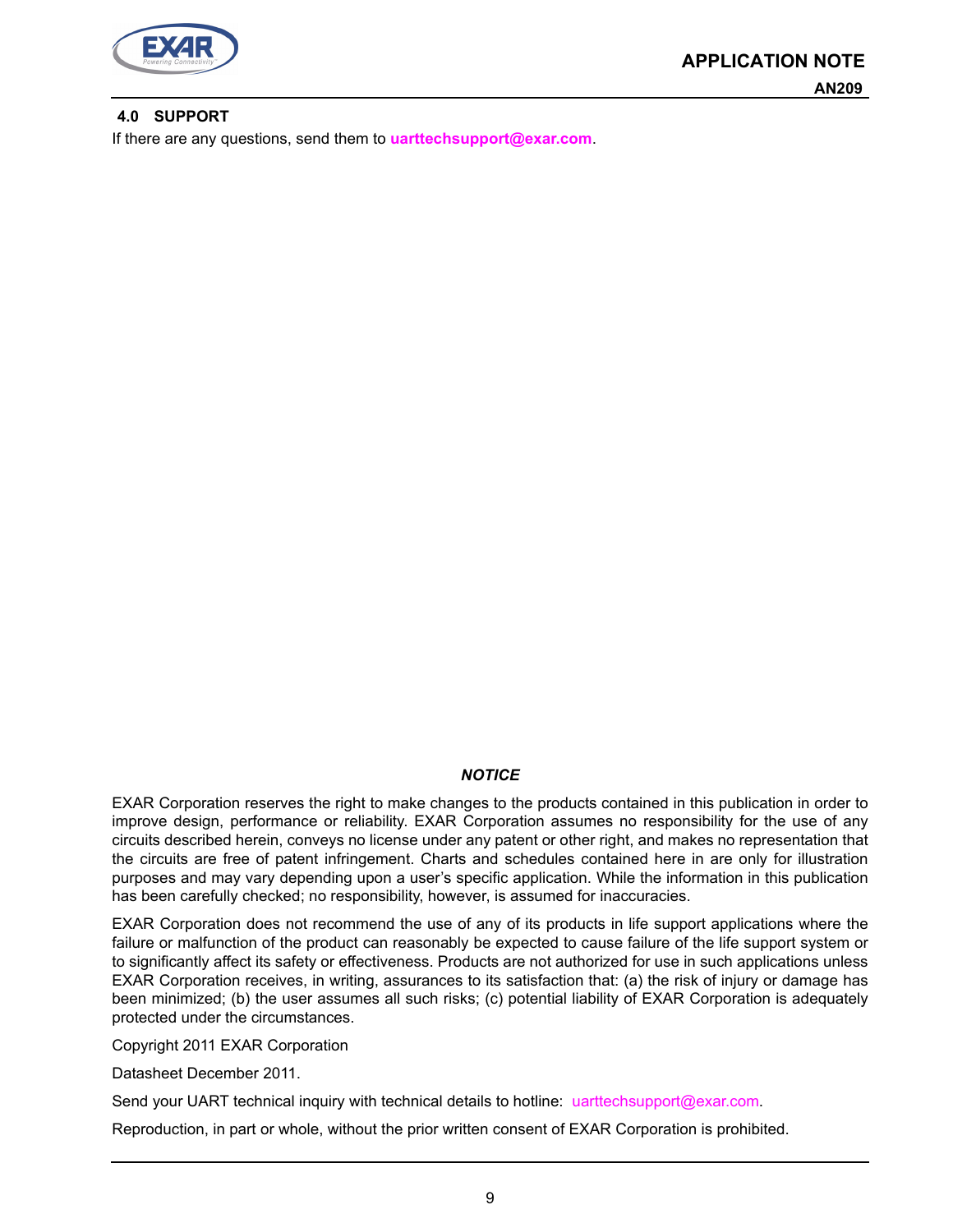## 4.0 SUPPORT

If there are any questions, send them to **uarttechsupport@exar.com**.

***NOTICE***

EXAR Corporation reserves the right to make changes to the products contained in this publication in order to improve design, performance or reliability. EXAR Corporation assumes no responsibility for the use of any circuits described herein, conveys no license under any patent or other right, and makes no representation that the circuits are free of patent infringement. Charts and schedules contained here in are only for illustration purposes and may vary depending upon a user's specific application. While the information in this publication has been carefully checked; no responsibility, however, is assumed for inaccuracies.

EXAR Corporation does not recommend the use of any of its products in life support applications where the failure or malfunction of the product can reasonably be expected to cause failure of the life support system or to significantly affect its safety or effectiveness. Products are not authorized for use in such applications unless EXAR Corporation receives, in writing, assurances to its satisfaction that: (a) the risk of injury or damage has been minimized; (b) the user assumes all such risks; (c) potential liability of EXAR Corporation is adequately protected under the circumstances.

Copyright 2011 EXAR Corporation

Datasheet December 2011.

Send your UART technical inquiry with technical details to hotline: uarttechsupport@exar.com.

Reproduction, in part or whole, without the prior written consent of EXAR Corporation is prohibited.